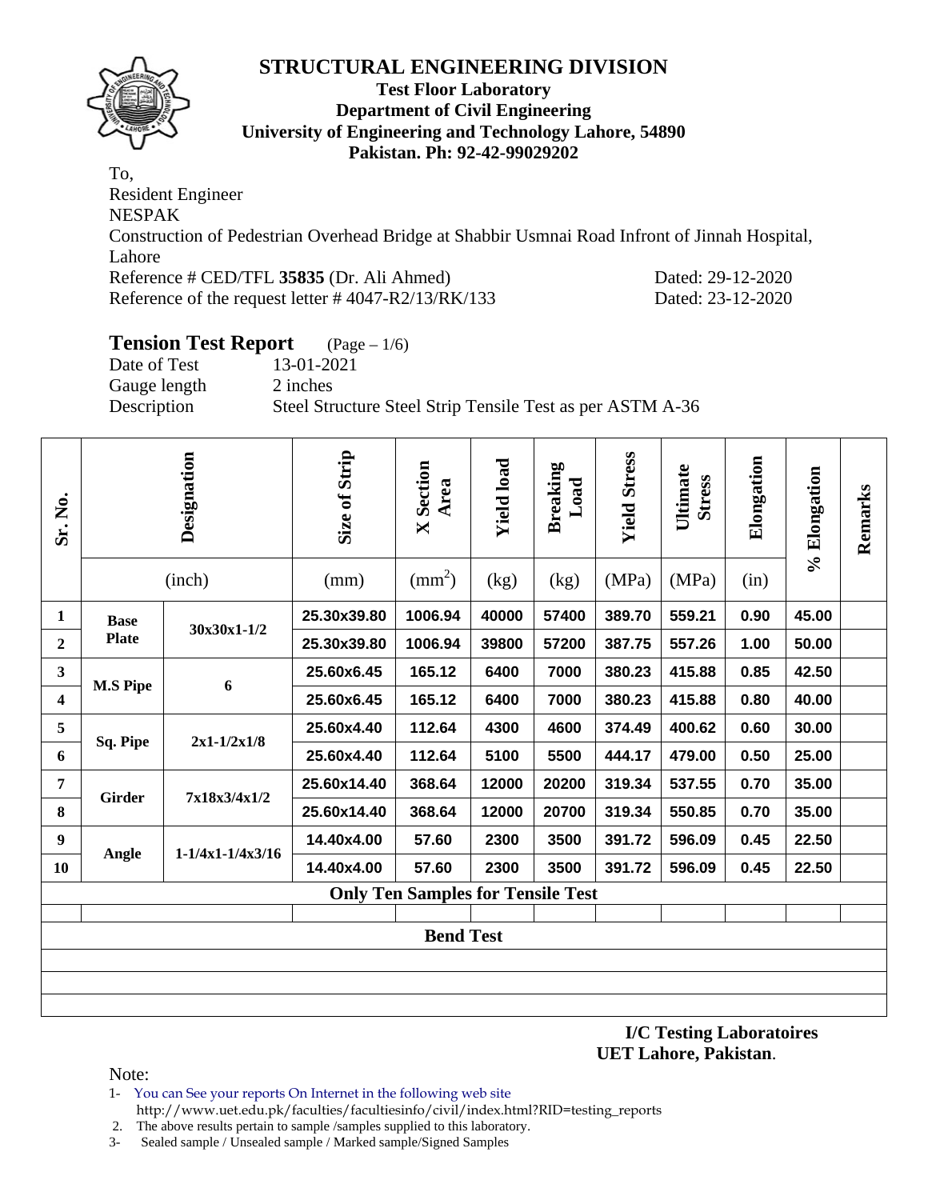# STRUCTURAL ENGINEERING DIVISION

**Test Floor Laboratory**
**Department of Civil Engineering**
**University of Engineering and Technology Lahore, 54890**
**Pakistan. Ph: 92-42-99029202**

To,
Resident Engineer
NESPAK
Construction of Pedestrian Overhead Bridge at Shabbir Usmnai Road Infront of Jinnah Hospital, Lahore
Reference # CED/TFL **35835** (Dr. Ali Ahmed) Dated: 29-12-2020
Reference of the request letter # 4047-R2/13/RK/133 Dated: 23-12-2020

## Tension Test Report (Page – 1/6)

Date of Test 13-01-2021
Gauge length 2 inches
Description Steel Structure Steel Strip Tensile Test as per ASTM A-36

| Sr. No. | Designation | | Size of Strip | X Section Area | Yield load | Breaking Load | Yield Stress | Ultimate Stress | Elongation | % Elongation | Remarks |
|---|---|---|---|---|---|---|---|---|---|---|---|
| | (inch) | | (mm) | ($mm^2$) | (kg) | (kg) | (MPa) | (MPa) | (in) | | |
| 1 | Base Plate | 30x30x1-1/2 | 25.30x39.80 | 1006.94 | 40000 | 57400 | 389.70 | 559.21 | 0.90 | 45.00 | |
| 2 | | | 25.30x39.80 | 1006.94 | 39800 | 57200 | 387.75 | 557.26 | 1.00 | 50.00 | |
| 3 | M.S Pipe | 6 | 25.60x6.45 | 165.12 | 6400 | 7000 | 380.23 | 415.88 | 0.85 | 42.50 | |
| 4 | | | 25.60x6.45 | 165.12 | 6400 | 7000 | 380.23 | 415.88 | 0.80 | 40.00 | |
| 5 | Sq. Pipe | 2x1-1/2x1/8 | 25.60x4.40 | 112.64 | 4300 | 4600 | 374.49 | 400.62 | 0.60 | 30.00 | |
| 6 | | | 25.60x4.40 | 112.64 | 5100 | 5500 | 444.17 | 479.00 | 0.50 | 25.00 | |
| 7 | Girder | 7x18x3/4x1/2 | 25.60x14.40 | 368.64 | 12000 | 20200 | 319.34 | 537.55 | 0.70 | 35.00 | |
| 8 | | | 25.60x14.40 | 368.64 | 12000 | 20700 | 319.34 | 550.85 | 0.70 | 35.00 | |
| 9 | Angle | 1-1/4x1-1/4x3/16 | 14.40x4.00 | 57.60 | 2300 | 3500 | 391.72 | 596.09 | 0.45 | 22.50 | |
| 10 | | | 14.40x4.00 | 57.60 | 2300 | 3500 | 391.72 | 596.09 | 0.45 | 22.50 | |
| | | | | **Only Ten Samples for Tensile Test** | | | | | | | |
| | | | | **Bend Test** | | | | | | | |

**I/C Testing Laboratoires**
**UET Lahore, Pakistan**.

Note:

1- You can See your reports On Internet in the following web site
http://www.uet.edu.pk/faculties/facultiesinfo/civil/index.html?RID=testing_reports
2. The above results pertain to sample /samples supplied to this laboratory.
3- Sealed sample / Unsealed sample / Marked sample/Signed Samples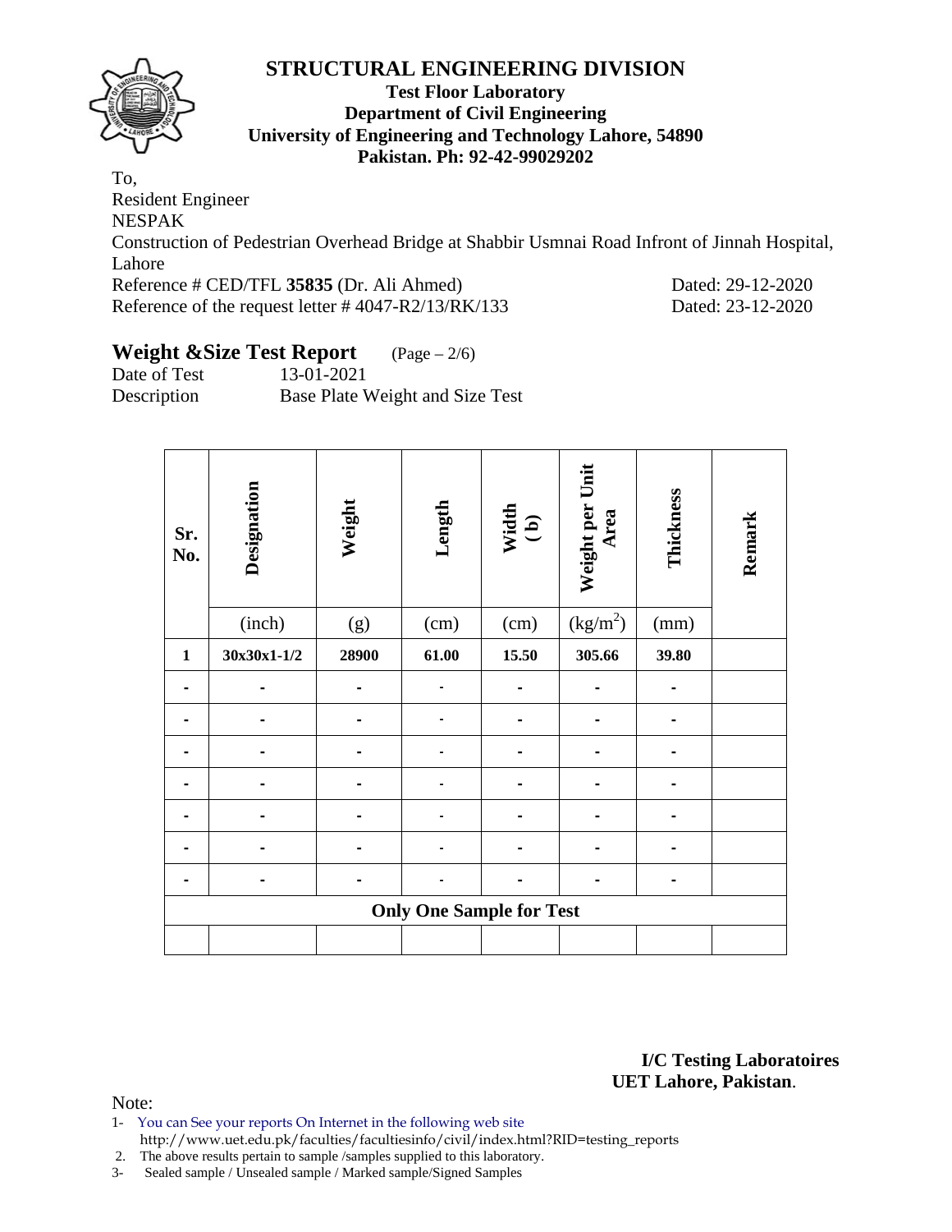# STRUCTURAL ENGINEERING DIVISION

**Test Floor Laboratory**
**Department of Civil Engineering**
**University of Engineering and Technology Lahore, 54890**
**Pakistan. Ph: 92-42-99029202**

To,
Resident Engineer
NESPAK
Construction of Pedestrian Overhead Bridge at Shabbir Usmnai Road Infront of Jinnah Hospital, Lahore
Reference # CED/TFL **35835** (Dr. Ali Ahmed) Dated: 29-12-2020
Reference of the request letter # 4047-R2/13/RK/133 Dated: 23-12-2020

## Weight &Size Test Report (Page – 2/6)

Date of Test 13-01-2021
Description Base Plate Weight and Size Test

| Sr. No. | Designation | Weight | Length | Width (b) | Weight per Unit Area | Thickness | Remark |
|---|---|---|---|---|---|---|---|
| | (inch) | (g) | (cm) | (cm) | (kg/m$^2$) | (mm) | |
| **1** | **30x30x1-1/2** | **28900** | **61.00** | **15.50** | **305.66** | **39.80** | |
| - | - | - | - | - | - | - | |
| - | - | - | - | - | - | - | |
| - | - | - | - | - | - | - | |
| - | - | - | - | - | - | - | |
| - | - | - | - | - | - | - | |
| - | - | - | - | - | - | - | |
| - | - | - | - | - | - | - | |
| **Only One Sample for Test** | | | | | | | |
| | | | | | | | |

**I/C Testing Laboratoires**
**UET Lahore, Pakistan**.

Note:
1- You can See your reports On Internet in the following web site
http://www.uet.edu.pk/faculties/facultiesinfo/civil/index.html?RID=testing_reports
2. The above results pertain to sample /samples supplied to this laboratory.
3- Sealed sample / Unsealed sample / Marked sample/Signed Samples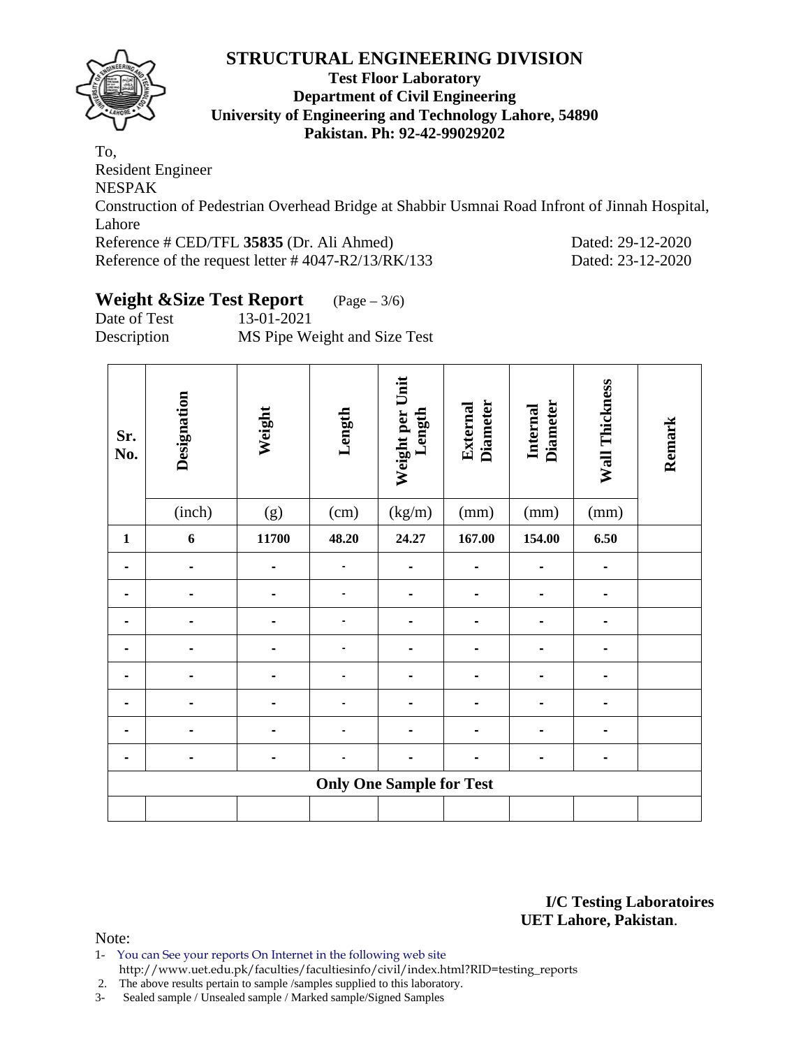# STRUCTURAL ENGINEERING DIVISION

**Test Floor Laboratory**
**Department of Civil Engineering**
**University of Engineering and Technology Lahore, 54890**
**Pakistan. Ph: 92-42-99029202**

To,
Resident Engineer
NESPAK
Construction of Pedestrian Overhead Bridge at Shabbir Usmnai Road Infront of Jinnah Hospital, Lahore
Reference # CED/TFL **35835** (Dr. Ali Ahmed) Dated: 29-12-2020
Reference of the request letter # 4047-R2/13/RK/133 Dated: 23-12-2020

## Weight &Size Test Report (Page – 3/6)

Date of Test 13-01-2021
Description MS Pipe Weight and Size Test

| Sr. No. | Designation | Weight | Length | Weight per Unit Length | External Diameter | Internal Diameter | Wall Thickness | Remark |
|---|---|---|---|---|---|---|---|---|
| | (inch) | (g) | (cm) | (kg/m) | (mm) | (mm) | (mm) | |
| **1** | **6** | **11700** | **48.20** | **24.27** | **167.00** | **154.00** | **6.50** | |
| - | - | - | - | - | - | - | - | |
| - | - | - | - | - | - | - | - | |
| - | - | - | - | - | - | - | - | |
| - | - | - | - | - | - | - | - | |
| - | - | - | - | - | - | - | - | |
| - | - | - | - | - | - | - | - | |
| - | - | - | - | - | - | - | - | |
| - | - | - | - | - | - | - | - | |
| **Only One Sample for Test** | | | | | | | | |
| | | | | | | | | |

**I/C Testing Laboratoires**
**UET Lahore, Pakistan**.

Note:
1- You can See your reports On Internet in the following web site
http://www.uet.edu.pk/faculties/facultiesinfo/civil/index.html?RID=testing_reports
2. The above results pertain to sample /samples supplied to this laboratory.
3- Sealed sample / Unsealed sample / Marked sample/Signed Samples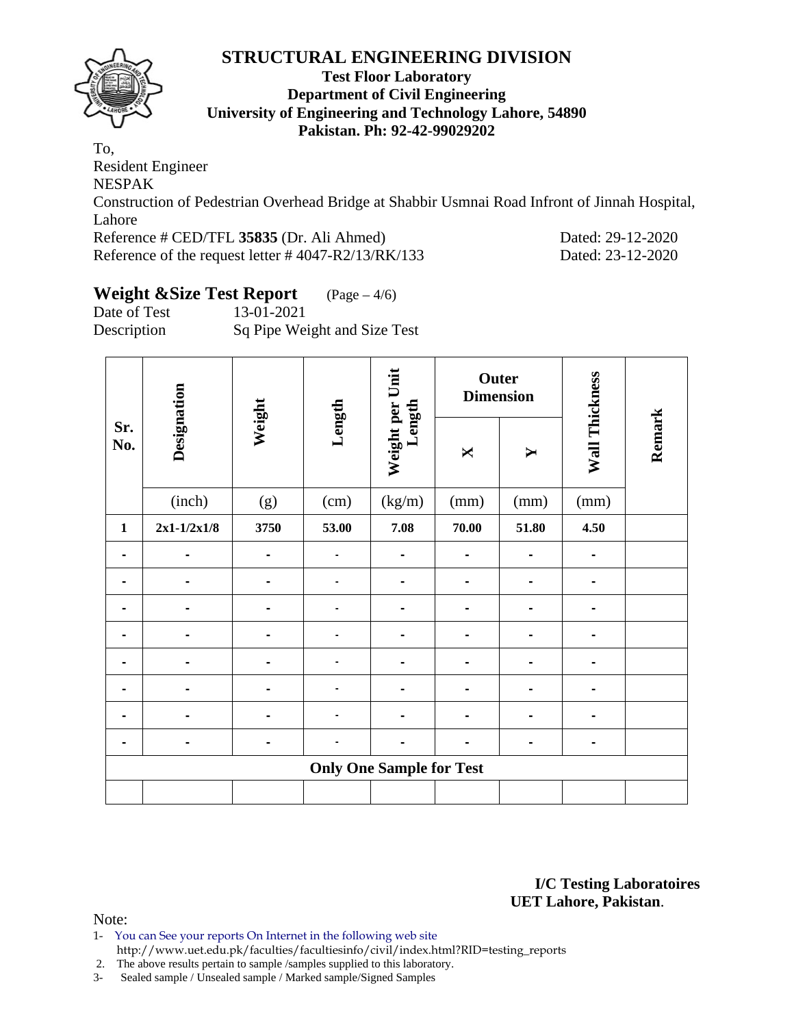# STRUCTURAL ENGINEERING DIVISION

**Test Floor Laboratory**
**Department of Civil Engineering**
**University of Engineering and Technology Lahore, 54890**
**Pakistan. Ph: 92-42-99029202**

To,
Resident Engineer
NESPAK
Construction of Pedestrian Overhead Bridge at Shabbir Usmnai Road Infront of Jinnah Hospital, Lahore
Reference # CED/TFL **35835** (Dr. Ali Ahmed) Dated: 29-12-2020
Reference of the request letter # 4047-R2/13/RK/133 Dated: 23-12-2020

## Weight &Size Test Report (Page – 4/6)

Date of Test 13-01-2021
Description Sq Pipe Weight and Size Test

| Sr. No. | Designation | Weight | Length | Weight per Unit Length | Outer Dimension | | Wall Thickness | Remark |
|---|---|---|---|---|---|---|---|---|
| | | | | | X | Y | | |
| | (inch) | (g) | (cm) | (kg/m) | (mm) | (mm) | (mm) | |
| **1** | **2x1-1/2x1/8** | **3750** | **53.00** | **7.08** | **70.00** | **51.80** | **4.50** | |
| - | - | - | - | - | - | - | - | |
| - | - | - | - | - | - | - | - | |
| - | - | - | - | - | - | - | - | |
| - | - | - | - | - | - | - | - | |
| - | - | - | - | - | - | - | - | |
| - | - | - | - | - | - | - | - | |
| - | - | - | - | - | - | - | - | |
| - | - | - | - | - | - | - | - | |
| **Only One Sample for Test** | | | | | | | | |
| | | | | | | | | |

**I/C Testing Laboratoires**
**UET Lahore, Pakistan**.

Note:
1- You can See your reports On Internet in the following web site http://www.uet.edu.pk/faculties/facultiesinfo/civil/index.html?RID=testing_reports
2. The above results pertain to sample /samples supplied to this laboratory.
3- Sealed sample / Unsealed sample / Marked sample/Signed Samples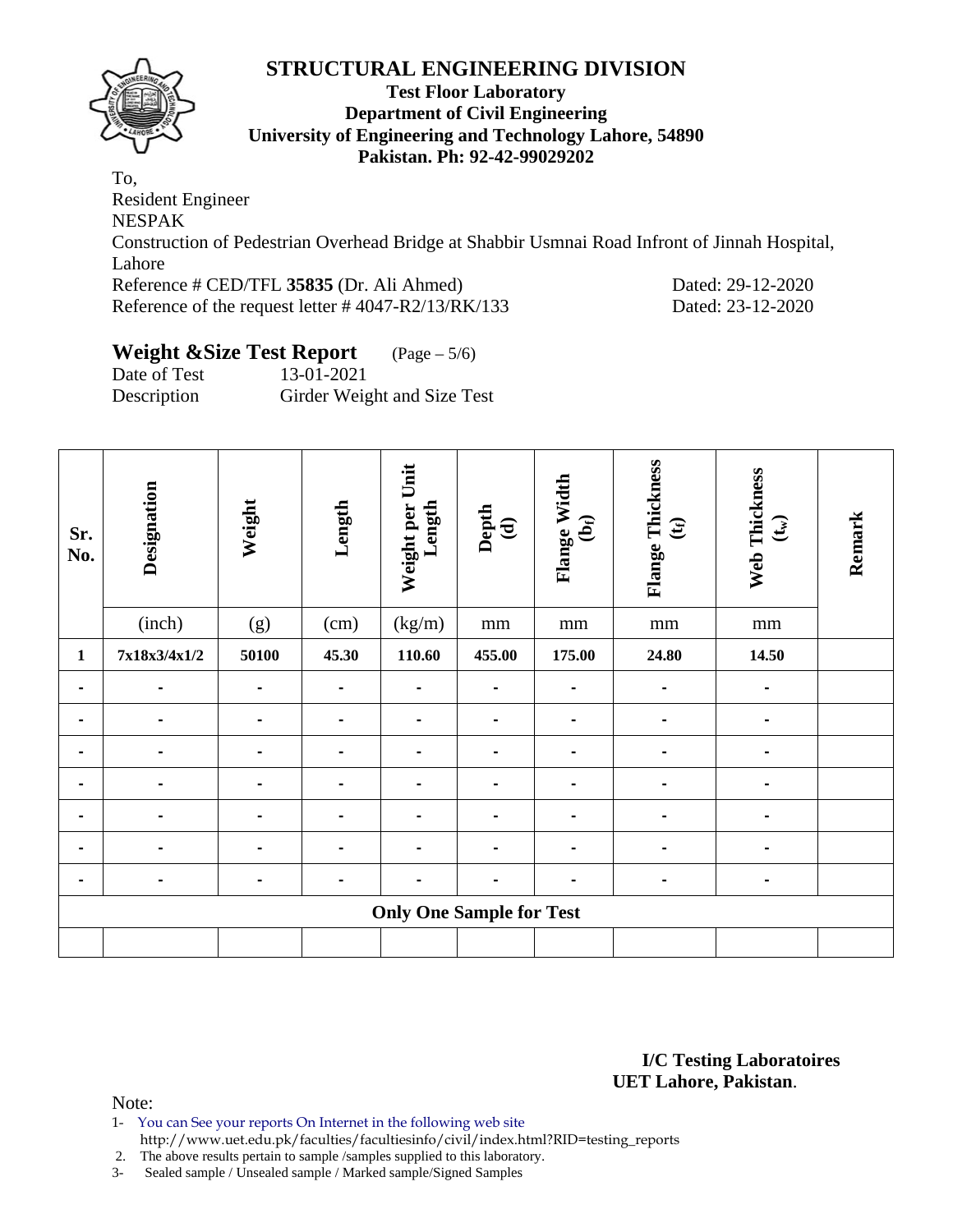# STRUCTURAL ENGINEERING DIVISION

**Test Floor Laboratory**
**Department of Civil Engineering**
**University of Engineering and Technology Lahore, 54890**
**Pakistan. Ph: 92-42-99029202**

To,
Resident Engineer
NESPAK
Construction of Pedestrian Overhead Bridge at Shabbir Usmnai Road Infront of Jinnah Hospital, Lahore
Reference # CED/TFL **35835** (Dr. Ali Ahmed) Dated: 29-12-2020
Reference of the request letter # 4047-R2/13/RK/133 Dated: 23-12-2020

## Weight &Size Test Report (Page – 5/6)

Date of Test 13-01-2021
Description Girder Weight and Size Test

| Sr. No. | Designation | Weight | Length | Weight per Unit Length | Depth (d) | Flange Width ($b_f$) | Flange Thickness ($t_f$) | Web Thickness ($t_w$) | Remark |
|---|---|---|---|---|---|---|---|---|---|
| | (inch) | (g) | (cm) | (kg/m) | mm | mm | mm | mm | |
| **1** | **7x18x3/4x1/2** | **50100** | **45.30** | **110.60** | **455.00** | **175.00** | **24.80** | **14.50** | |
| - | - | - | - | - | - | - | - | - | |
| - | - | - | - | - | - | - | - | - | |
| - | - | - | - | - | - | - | - | - | |
| - | - | - | - | - | - | - | - | - | |
| - | - | - | - | - | - | - | - | - | |
| - | - | - | - | - | - | - | - | - | |
| - | - | - | - | - | - | - | - | - | |
| **Only One Sample for Test** | | | | | | | | | |
| | | | | | | | | | |

**I/C Testing Laboratoires**
**UET Lahore, Pakistan**.

Note:

1- You can See your reports On Internet in the following web site http://www.uet.edu.pk/faculties/facultiesinfo/civil/index.html?RID=testing_reports
2. The above results pertain to sample /samples supplied to this laboratory.
3- Sealed sample / Unsealed sample / Marked sample/Signed Samples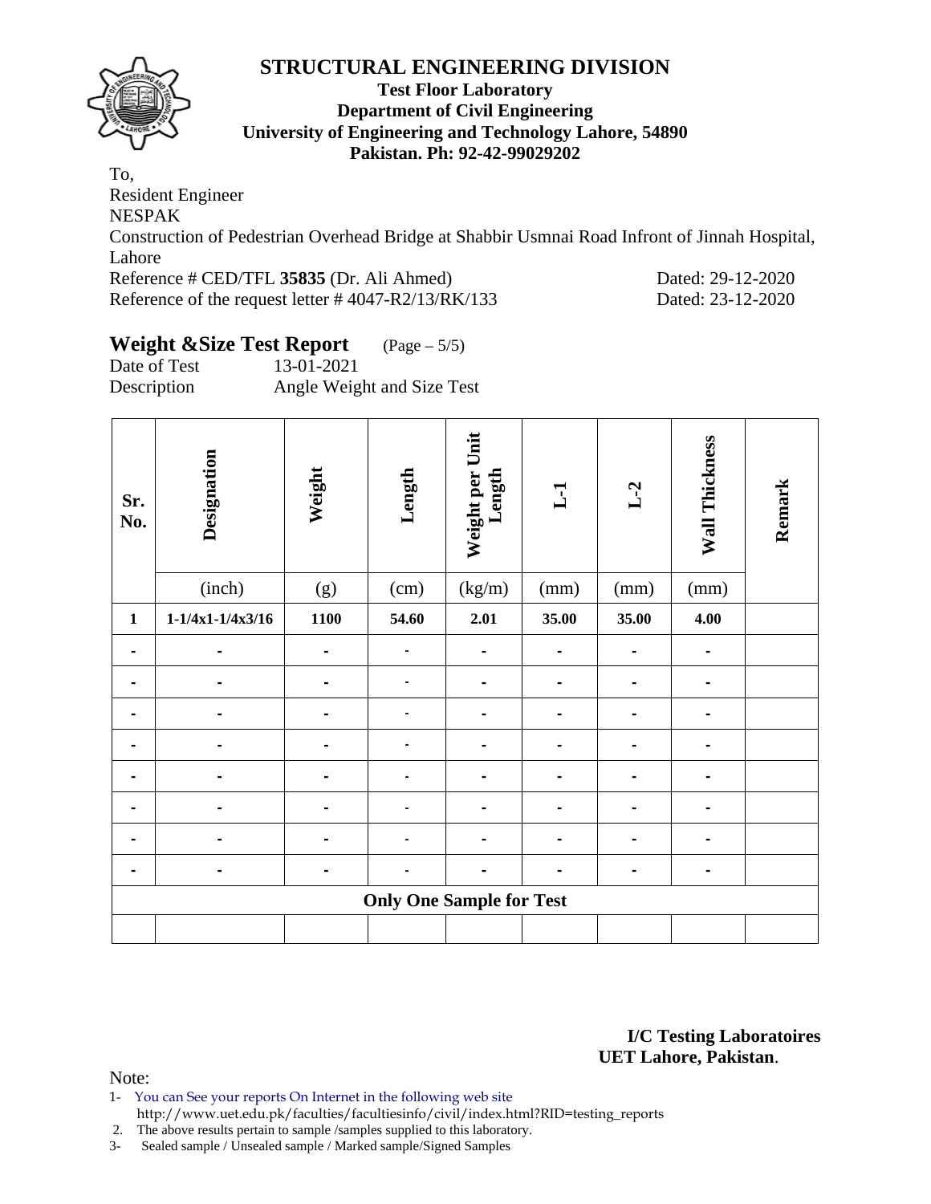# STRUCTURAL ENGINEERING DIVISION

**Test Floor Laboratory**
**Department of Civil Engineering**
**University of Engineering and Technology Lahore, 54890**
**Pakistan. Ph: 92-42-99029202**

To,
Resident Engineer
NESPAK
Construction of Pedestrian Overhead Bridge at Shabbir Usmnai Road Infront of Jinnah Hospital, Lahore
Reference # CED/TFL **35835** (Dr. Ali Ahmed) Dated: 29-12-2020
Reference of the request letter # 4047-R2/13/RK/133 Dated: 23-12-2020

## Weight &Size Test Report (Page – 5/5)

Date of Test 13-01-2021
Description Angle Weight and Size Test

| Sr. No. | Designation | Weight | Length | Weight per Unit Length | L-1 | L-2 | Wall Thickness | Remark |
|---|---|---|---|---|---|---|---|---|
| | (inch) | (g) | (cm) | (kg/m) | (mm) | (mm) | (mm) | |
| **1** | **1-1/4x1-1/4x3/16** | **1100** | **54.60** | **2.01** | **35.00** | **35.00** | **4.00** | |
| - | - | - | - | - | - | - | - | |
| - | - | - | - | - | - | - | - | |
| - | - | - | - | - | - | - | - | |
| - | - | - | - | - | - | - | - | |
| - | - | - | - | - | - | - | - | |
| - | - | - | - | - | - | - | - | |
| - | - | - | - | - | - | - | - | |
| - | - | - | - | - | - | - | - | |
| **Only One Sample for Test** | | | | | | | | |
| | | | | | | | | |

**I/C Testing Laboratoires**
**UET Lahore, Pakistan**.

Note:
1- You can See your reports On Internet in the following web site
http://www.uet.edu.pk/faculties/facultiesinfo/civil/index.html?RID=testing_reports
2. The above results pertain to sample /samples supplied to this laboratory.
3- Sealed sample / Unsealed sample / Marked sample/Signed Samples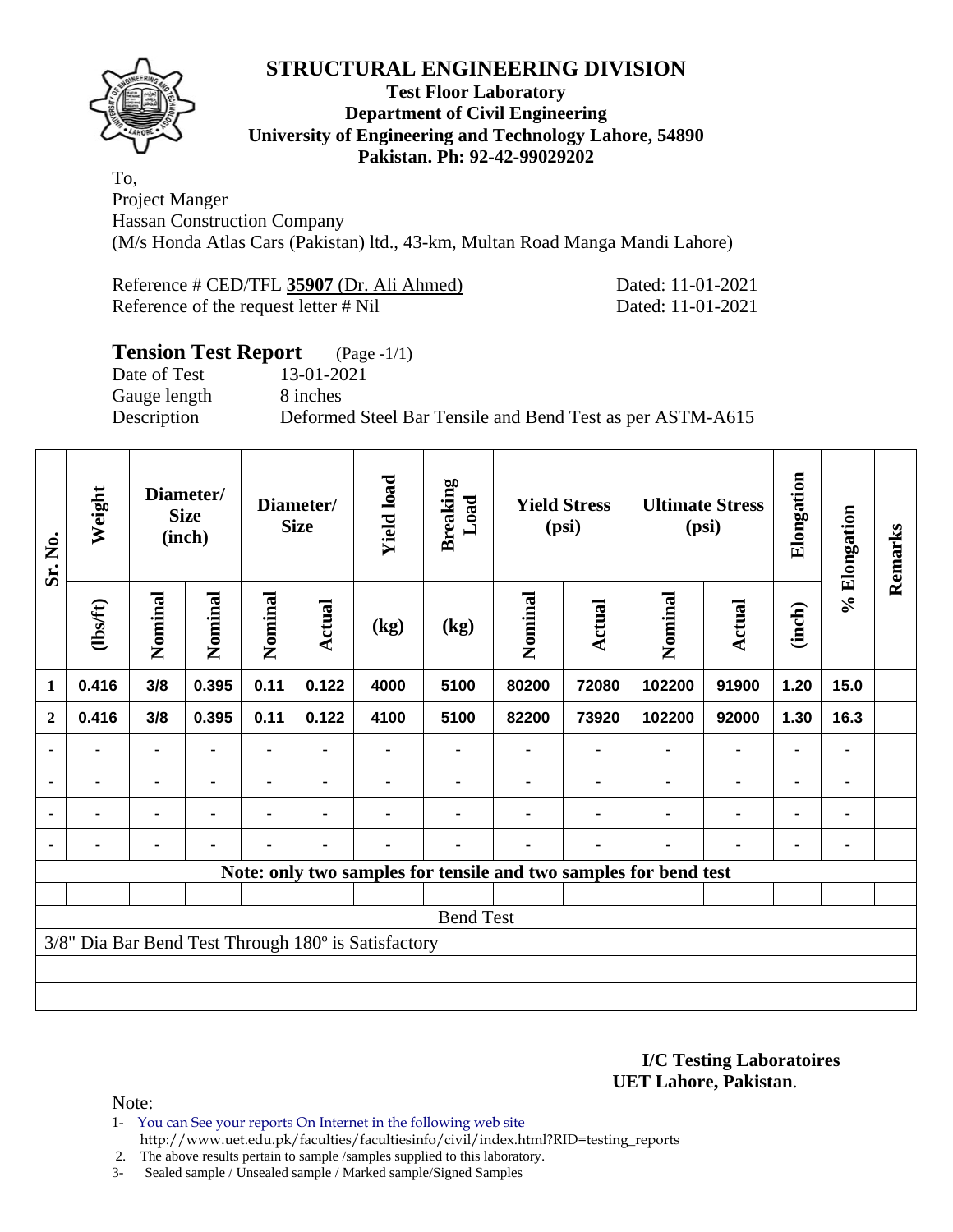# STRUCTURAL ENGINEERING DIVISION

**Test Floor Laboratory**
**Department of Civil Engineering**
**University of Engineering and Technology Lahore, 54890**
**Pakistan. Ph: 92-42-99029202**

To,
Project Manger
Hassan Construction Company
(M/s Honda Atlas Cars (Pakistan) ltd., 43-km, Multan Road Manga Mandi Lahore)

Reference # CED/TFL **35907** (Dr. Ali Ahmed) Dated: 11-01-2021
Reference of the request letter # Nil Dated: 11-01-2021

## Tension Test Report (Page -1/1)

Date of Test 13-01-2021
Gauge length 8 inches
Description Deformed Steel Bar Tensile and Bend Test as per ASTM-A615

| Sr. No. | Weight | Diameter/ Size (inch) | | Diameter/ Size | | Yield load | Breaking Load | Yield Stress (psi) | | Ultimate Stress (psi) | | Elongation | % Elongation | Remarks |
|---|---|---|---|---|---|---|---|---|---|---|---|---|---|---|
| | (lbs/ft) | Nominal | Nominal | Nominal | Actual | (kg) | (kg) | Nominal | Actual | Nominal | Actual | (inch) | | |
| 1 | 0.416 | 3/8 | 0.395 | 0.11 | 0.122 | 4000 | 5100 | 80200 | 72080 | 102200 | 91900 | 1.20 | 15.0 | |
| 2 | 0.416 | 3/8 | 0.395 | 0.11 | 0.122 | 4100 | 5100 | 82200 | 73920 | 102200 | 92000 | 1.30 | 16.3 | |
| - | - | - | - | - | - | - | - | - | - | - | - | - | - | |
| - | - | - | - | - | - | - | - | - | - | - | - | - | - | |
| - | - | - | - | - | - | - | - | - | - | - | - | - | - | |
| - | - | - | - | - | - | - | - | - | - | - | - | - | - | |

**Note: only two samples for tensile and two samples for bend test**

Bend Test

3/8" Dia Bar Bend Test Through 180º is Satisfactory

**I/C Testing Laboratoires**
**UET Lahore, Pakistan**.

Note:

1- You can See your reports On Internet in the following web site
http://www.uet.edu.pk/faculties/facultiesinfo/civil/index.html?RID=testing_reports
2. The above results pertain to sample /samples supplied to this laboratory.
3- Sealed sample / Unsealed sample / Marked sample/Signed Samples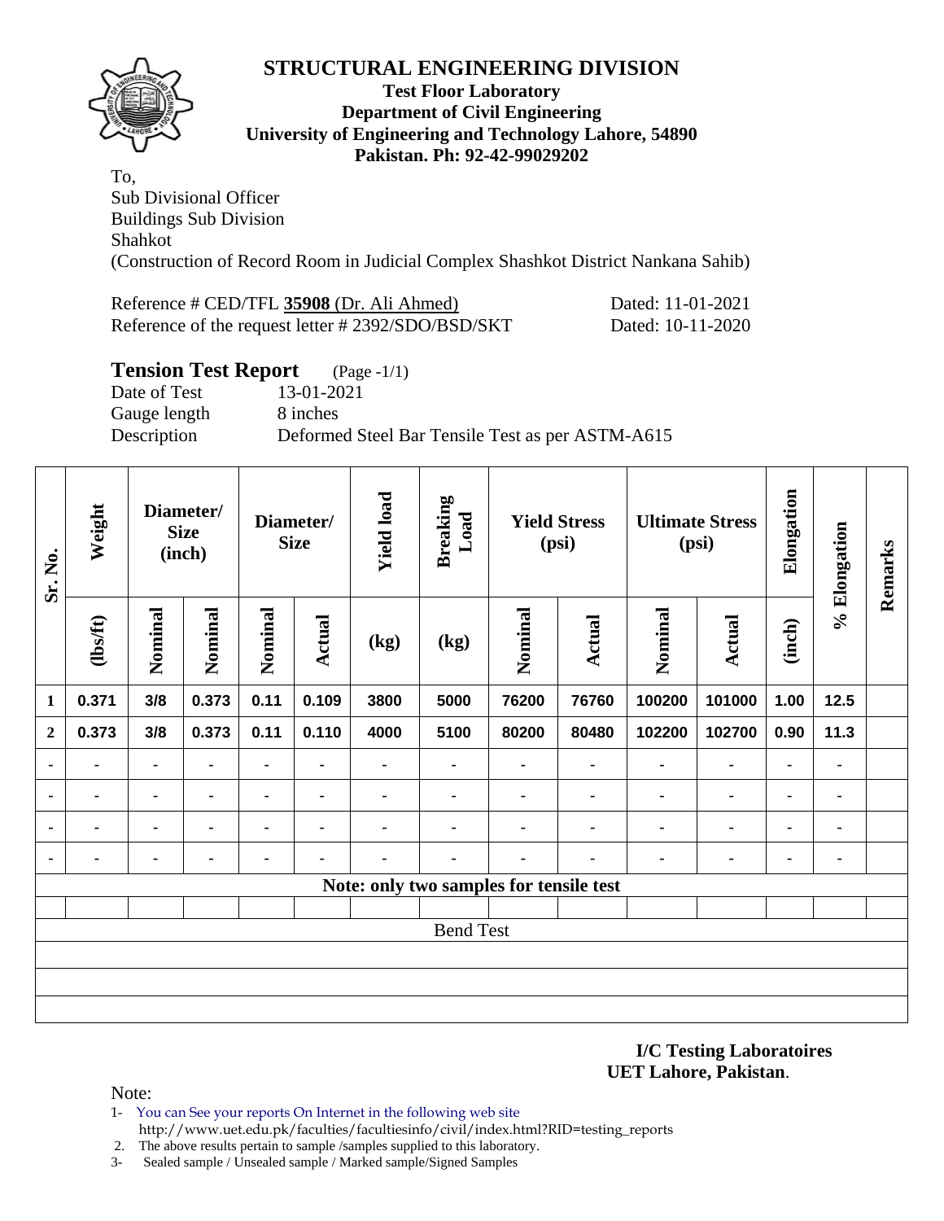# STRUCTURAL ENGINEERING DIVISION

**Test Floor Laboratory**
**Department of Civil Engineering**
**University of Engineering and Technology Lahore, 54890**
**Pakistan. Ph: 92-42-99029202**

To,
Sub Divisional Officer
Buildings Sub Division
Shahkot
(Construction of Record Room in Judicial Complex Shashkot District Nankana Sahib)

Reference # CED/TFL **35908** (Dr. Ali Ahmed) Dated: 11-01-2021
Reference of the request letter # 2392/SDO/BSD/SKT Dated: 10-11-2020

## Tension Test Report (Page -1/1)

Date of Test 13-01-2021
Gauge length 8 inches
Description Deformed Steel Bar Tensile Test as per ASTM-A615

| Sr. No. | Weight | Diameter/ Size (inch) | | Diameter/ Size | | Yield load | Breaking Load | Yield Stress (psi) | | Ultimate Stress (psi) | | Elongation | % Elongation | Remarks |
|---|---|---|---|---|---|---|---|---|---|---|---|---|---|---|
| | (lbs/ft) | Nominal | Nominal | Nominal | Actual | (kg) | (kg) | Nominal | Actual | Nominal | Actual | (inch) | | |
| **1** | **0.371** | **3/8** | **0.373** | **0.11** | **0.109** | **3800** | **5000** | **76200** | **76760** | **100200** | **101000** | **1.00** | **12.5** | |
| **2** | **0.373** | **3/8** | **0.373** | **0.11** | **0.110** | **4000** | **5100** | **80200** | **80480** | **102200** | **102700** | **0.90** | **11.3** | |
| - | - | - | - | - | - | - | - | - | - | - | - | - | - | |
| - | - | - | - | - | - | - | - | - | - | - | - | - | - | |
| - | - | - | - | - | - | - | - | - | - | - | - | - | - | |
| - | - | - | - | - | - | - | - | - | - | - | - | - | - | |
| **Note: only two samples for tensile test** | | | | | | | | | | | | | | |
| | | | | | | | | | | | | | | |
| Bend Test | | | | | | | | | | | | | | |

**I/C Testing Laboratoires**
**UET Lahore, Pakistan**.

Note:
1- You can See your reports On Internet in the following web site
http://www.uet.edu.pk/faculties/facultiesinfo/civil/index.html?RID=testing_reports
2. The above results pertain to sample /samples supplied to this laboratory.
3- Sealed sample / Unsealed sample / Marked sample/Signed Samples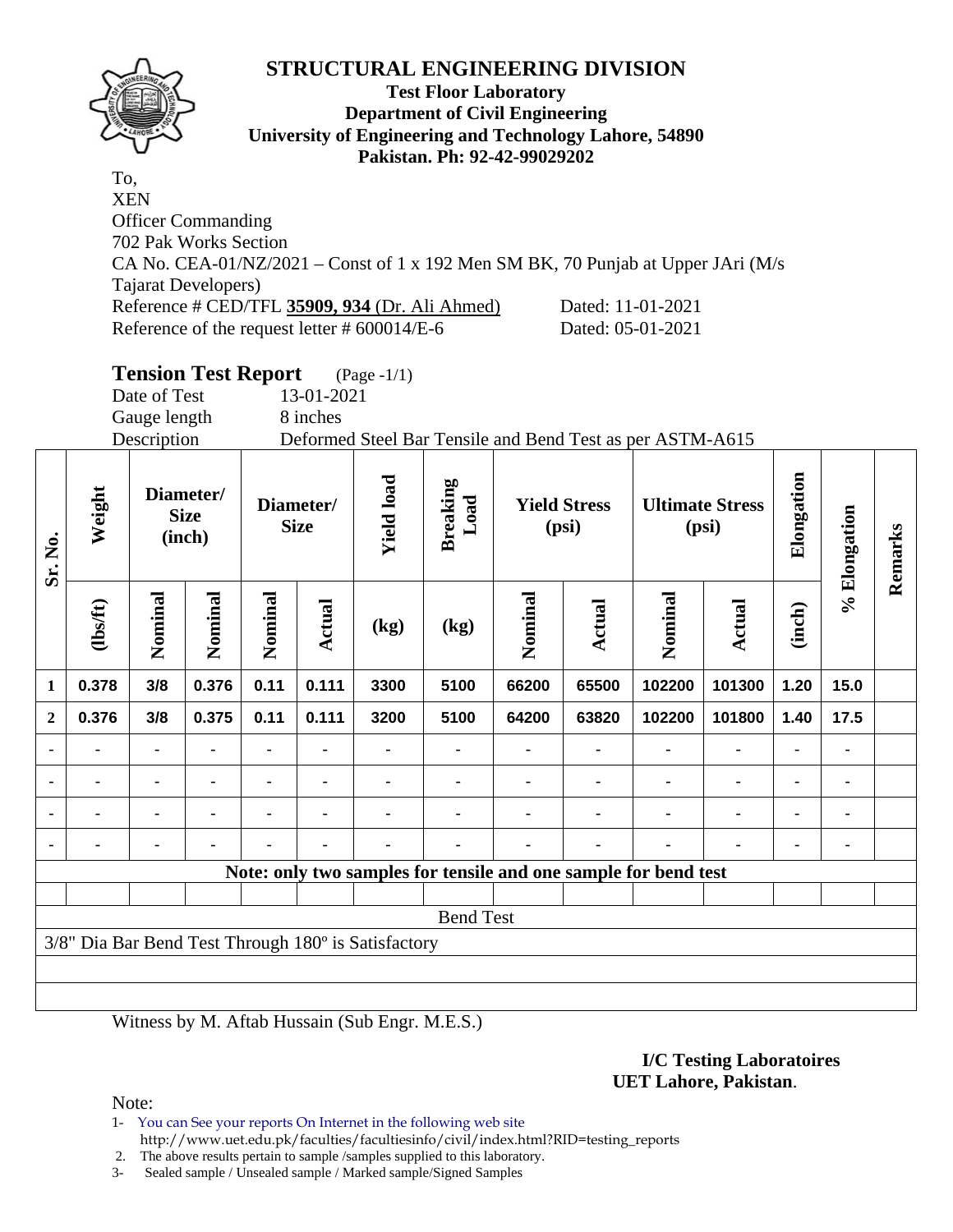# STRUCTURAL ENGINEERING DIVISION

**Test Floor Laboratory**
**Department of Civil Engineering**
**University of Engineering and Technology Lahore, 54890**
**Pakistan. Ph: 92-42-99029202**

To,
XEN
Officer Commanding
702 Pak Works Section
CA No. CEA-01/NZ/2021 – Const of 1 x 192 Men SM BK, 70 Punjab at Upper JAri (M/s Tajarat Developers)
Reference # CED/TFL **35909, 934** (Dr. Ali Ahmed) Dated: 11-01-2021
Reference of the request letter # 600014/E-6 Dated: 05-01-2021

## Tension Test Report (Page -1/1)

Date of Test 13-01-2021
Gauge length 8 inches
Description Deformed Steel Bar Tensile and Bend Test as per ASTM-A615

| Sr. No. | Weight | Diameter/ Size (inch) | | Diameter/ Size | | Yield load | Breaking Load | Yield Stress (psi) | | Ultimate Stress (psi) | | Elongation | % Elongation | Remarks |
|---|---|---|---|---|---|---|---|---|---|---|---|---|---|---|
| | (lbs/ft) | Nominal | Nominal | Nominal | Actual | (kg) | (kg) | Nominal | Actual | Nominal | Actual | (inch) | | |
| 1 | 0.378 | 3/8 | 0.376 | 0.11 | 0.111 | 3300 | 5100 | 66200 | 65500 | 102200 | 101300 | 1.20 | 15.0 | |
| 2 | 0.376 | 3/8 | 0.375 | 0.11 | 0.111 | 3200 | 5100 | 64200 | 63820 | 102200 | 101800 | 1.40 | 17.5 | |
| - | - | - | - | - | - | - | - | - | - | - | - | - | - | |
| - | - | - | - | - | - | - | - | - | - | - | - | - | - | |
| - | - | - | - | - | - | - | - | - | - | - | - | - | - | |
| - | - | - | - | - | - | - | - | - | - | - | - | - | - | |

**Note: only two samples for tensile and one sample for bend test**

Bend Test

3/8" Dia Bar Bend Test Through 180º is Satisfactory

Witness by M. Aftab Hussain (Sub Engr. M.E.S.)

**I/C Testing Laboratoires**
**UET Lahore, Pakistan**.

Note:
1- You can See your reports On Internet in the following web site http://www.uet.edu.pk/faculties/facultiesinfo/civil/index.html?RID=testing_reports
2. The above results pertain to sample /samples supplied to this laboratory.
3- Sealed sample / Unsealed sample / Marked sample/Signed Samples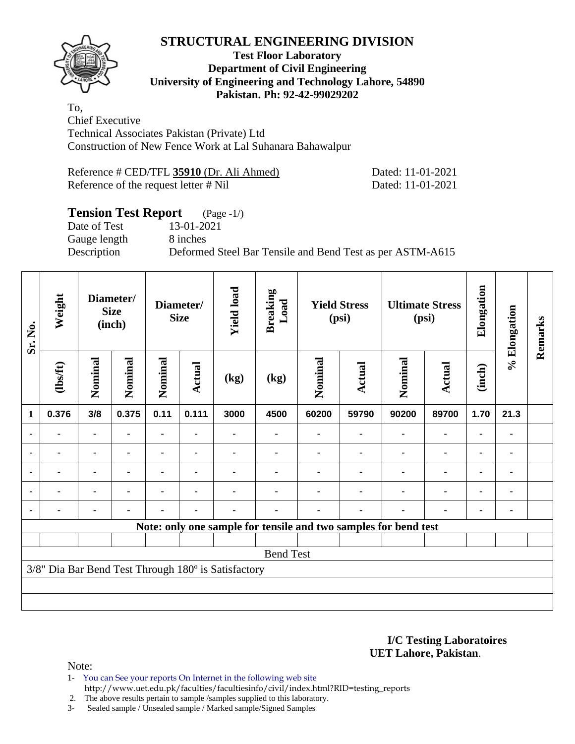# STRUCTURAL ENGINEERING DIVISION

**Test Floor Laboratory**
**Department of Civil Engineering**
**University of Engineering and Technology Lahore, 54890**
**Pakistan. Ph: 92-42-99029202**

To,
Chief Executive
Technical Associates Pakistan (Private) Ltd
Construction of New Fence Work at Lal Suhanara Bahawalpur

Reference # CED/TFL **35910** (Dr. Ali Ahmed) Dated: 11-01-2021
Reference of the request letter # Nil Dated: 11-01-2021

## Tension Test Report (Page -1/)

Date of Test 13-01-2021
Gauge length 8 inches
Description Deformed Steel Bar Tensile and Bend Test as per ASTM-A615

| Sr. No. | Weight | Diameter/ Size (inch) | | Diameter/ Size | | Yield load | Breaking Load | Yield Stress (psi) | | Ultimate Stress (psi) | | Elongation | % Elongation | Remarks |
|---|---|---|---|---|---|---|---|---|---|---|---|---|---|---|
| | (lbs/ft) | Nominal | Nominal | Nominal | Actual | (kg) | (kg) | Nominal | Actual | Nominal | Actual | (inch) | | |
| 1 | 0.376 | 3/8 | 0.375 | 0.11 | 0.111 | 3000 | 4500 | 60200 | 59790 | 90200 | 89700 | 1.70 | 21.3 | |
| - | - | - | - | - | - | - | - | - | - | - | - | - | - | |
| - | - | - | - | - | - | - | - | - | - | - | - | - | - | |
| - | - | - | - | - | - | - | - | - | - | - | - | - | - | |
| - | - | - | - | - | - | - | - | - | - | - | - | - | - | |
| - | - | - | - | - | - | - | - | - | - | - | - | - | - | |
| **Note: only one sample for tensile and two samples for bend test** | | | | | | | | | | | | | | |
| Bend Test | | | | | | | | | | | | | | |
| 3/8" Dia Bar Bend Test Through 180º is Satisfactory | | | | | | | | | | | | | | |

**I/C Testing Laboratoires**
**UET Lahore, Pakistan**.

Note:

1. You can See your reports On Internet in the following web site
   http://www.uet.edu.pk/faculties/facultiesinfo/civil/index.html?RID=testing_reports
2. The above results pertain to sample /samples supplied to this laboratory.
3. Sealed sample / Unsealed sample / Marked sample/Signed Samples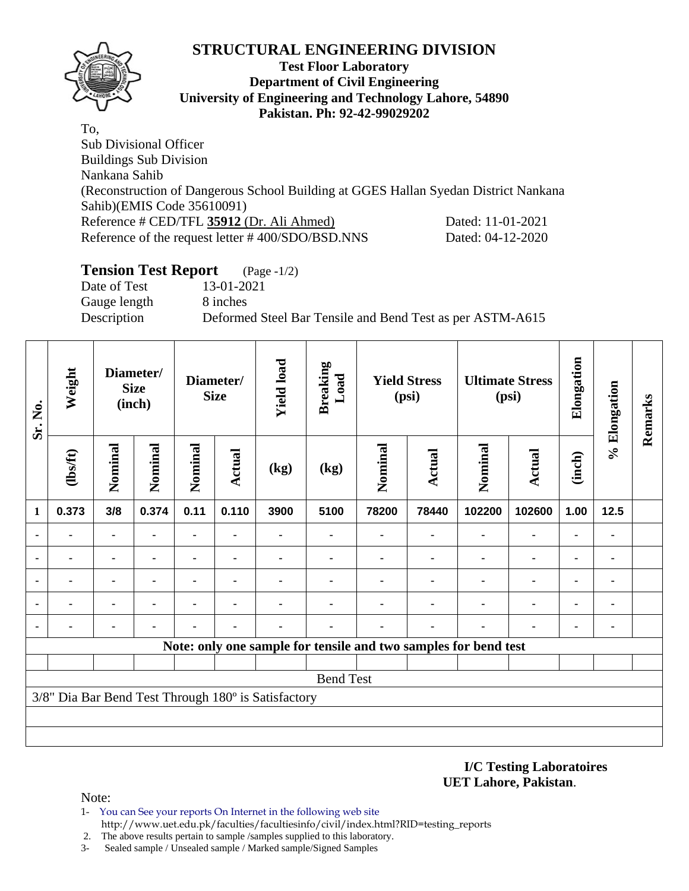# STRUCTURAL ENGINEERING DIVISION

**Test Floor Laboratory**
**Department of Civil Engineering**
**University of Engineering and Technology Lahore, 54890**
**Pakistan. Ph: 92-42-99029202**

To,
Sub Divisional Officer
Buildings Sub Division
Nankana Sahib
(Reconstruction of Dangerous School Building at GGES Hallan Syedan District Nankana Sahib)(EMIS Code 35610091)
Reference # CED/TFL **35912** (Dr. Ali Ahmed) Dated: 11-01-2021
Reference of the request letter # 400/SDO/BSD.NNS Dated: 04-12-2020

## Tension Test Report (Page -1/2)

Date of Test 13-01-2021
Gauge length 8 inches
Description Deformed Steel Bar Tensile and Bend Test as per ASTM-A615

| Sr. No. | Weight | Diameter/ Size (inch) | | Diameter/ Size | | Yield load | Breaking Load | Yield Stress (psi) | | Ultimate Stress (psi) | | Elongation | % Elongation | Remarks |
|---|---|---|---|---|---|---|---|---|---|---|---|---|---|---|
| | (lbs/ft) | Nominal | Nominal | Nominal | Actual | (kg) | (kg) | Nominal | Actual | Nominal | Actual | (inch) | | |
| 1 | 0.373 | 3/8 | 0.374 | 0.11 | 0.110 | 3900 | 5100 | 78200 | 78440 | 102200 | 102600 | 1.00 | 12.5 | |
| - | - | - | - | - | - | - | - | - | - | - | - | - | - | |
| - | - | - | - | - | - | - | - | - | - | - | - | - | - | |
| - | - | - | - | - | - | - | - | - | - | - | - | - | - | |
| - | - | - | - | - | - | - | - | - | - | - | - | - | - | |
| - | - | - | - | - | - | - | - | - | - | - | - | - | - | |

**Note: only one sample for tensile and two samples for bend test**

Bend Test

3/8" Dia Bar Bend Test Through 180º is Satisfactory

**I/C Testing Laboratoires**
**UET Lahore, Pakistan**.

Note:
1- You can See your reports On Internet in the following web site http://www.uet.edu.pk/faculties/facultiesinfo/civil/index.html?RID=testing_reports
2. The above results pertain to sample /samples supplied to this laboratory.
3- Sealed sample / Unsealed sample / Marked sample/Signed Samples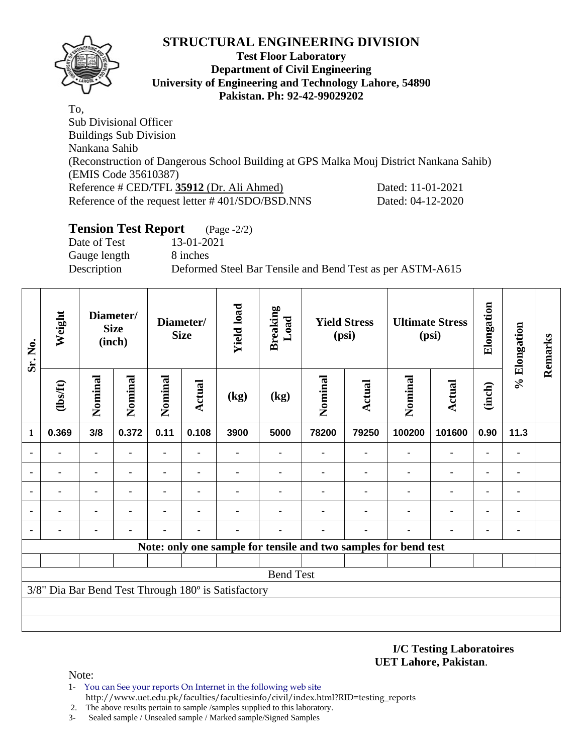# STRUCTURAL ENGINEERING DIVISION

**Test Floor Laboratory**
**Department of Civil Engineering**
**University of Engineering and Technology Lahore, 54890**
**Pakistan. Ph: 92-42-99029202**

To,
Sub Divisional Officer
Buildings Sub Division
Nankana Sahib
(Reconstruction of Dangerous School Building at GPS Malka Mouj District Nankana Sahib)
(EMIS Code 35610387)
Reference # CED/TFL **35912** (Dr. Ali Ahmed) Dated: 11-01-2021
Reference of the request letter # 401/SDO/BSD.NNS Dated: 04-12-2020

## Tension Test Report (Page -2/2)

Date of Test 13-01-2021
Gauge length 8 inches
Description Deformed Steel Bar Tensile and Bend Test as per ASTM-A615

| Sr. No. | Weight | Diameter/ Size (inch) | | Diameter/ Size | | Yield load | Breaking Load | Yield Stress (psi) | | Ultimate Stress (psi) | | Elongation | % Elongation | Remarks |
|---|---|---|---|---|---|---|---|---|---|---|---|---|---|---|
| | (lbs/ft) | Nominal | Nominal | Nominal | Actual | (kg) | (kg) | Nominal | Actual | Nominal | Actual | (inch) | | |
| 1 | 0.369 | 3/8 | 0.372 | 0.11 | 0.108 | 3900 | 5000 | 78200 | 79250 | 100200 | 101600 | 0.90 | 11.3 | |
| - | - | - | - | - | - | - | - | - | - | - | - | - | - | |
| - | - | - | - | - | - | - | - | - | - | - | - | - | - | |
| - | - | - | - | - | - | - | - | - | - | - | - | - | - | |
| - | - | - | - | - | - | - | - | - | - | - | - | - | - | |
| - | - | - | - | - | - | - | - | - | - | - | - | - | - | |
| **Note: only one sample for tensile and two samples for bend test** | | | | | | | | | | | | | | |
| | | | | | | | | | | | | | | |
| Bend Test | | | | | | | | | | | | | | |
| 3/8" Dia Bar Bend Test Through 180º is Satisfactory | | | | | | | | | | | | | | |

**I/C Testing Laboratoires**
**UET Lahore, Pakistan**.

Note:

1- You can See your reports On Internet in the following web site http://www.uet.edu.pk/faculties/facultiesinfo/civil/index.html?RID=testing_reports
2. The above results pertain to sample /samples supplied to this laboratory.
3- Sealed sample / Unsealed sample / Marked sample/Signed Samples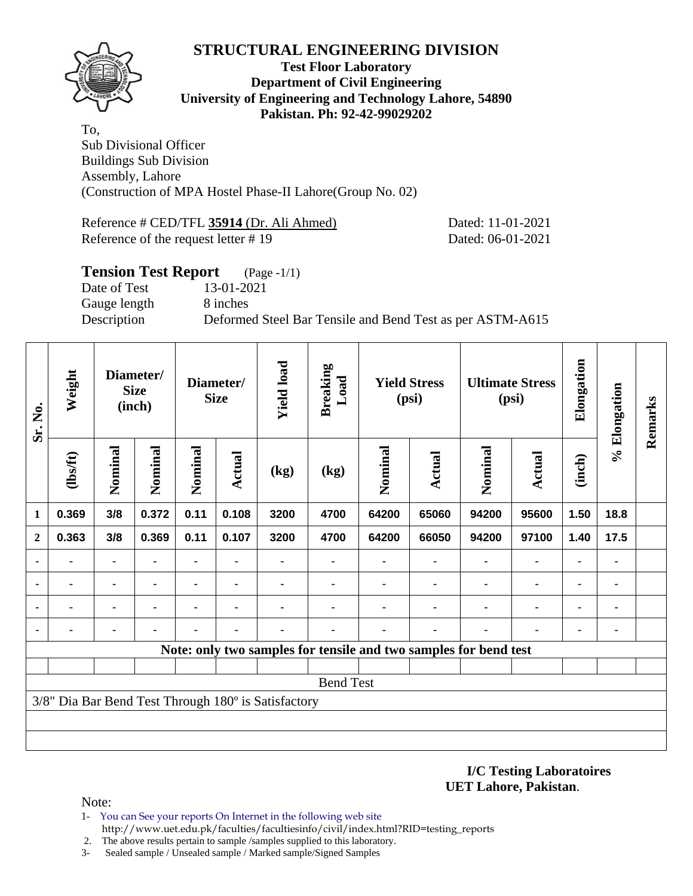# STRUCTURAL ENGINEERING DIVISION

**Test Floor Laboratory**
**Department of Civil Engineering**
**University of Engineering and Technology Lahore, 54890**
**Pakistan. Ph: 92-42-99029202**

To,
Sub Divisional Officer
Buildings Sub Division
Assembly, Lahore
(Construction of MPA Hostel Phase-II Lahore(Group No. 02)

Reference # CED/TFL **35914** (Dr. Ali Ahmed) Dated: 11-01-2021
Reference of the request letter # 19 Dated: 06-01-2021

## Tension Test Report (Page -1/1)

Date of Test 13-01-2021
Gauge length 8 inches
Description Deformed Steel Bar Tensile and Bend Test as per ASTM-A615

| Sr. No. | Weight | Diameter/ Size (inch) | | Diameter/ Size | | Yield load | Breaking Load | Yield Stress (psi) | | Ultimate Stress (psi) | | Elongation | % Elongation | Remarks |
|---|---|---|---|---|---|---|---|---|---|---|---|---|---|---|
| | (lbs/ft) | Nominal | Nominal | Nominal | Actual | (kg) | (kg) | Nominal | Actual | Nominal | Actual | (inch) | | |
| 1 | 0.369 | 3/8 | 0.372 | 0.11 | 0.108 | 3200 | 4700 | 64200 | 65060 | 94200 | 95600 | 1.50 | 18.8 | |
| 2 | 0.363 | 3/8 | 0.369 | 0.11 | 0.107 | 3200 | 4700 | 64200 | 66050 | 94200 | 97100 | 1.40 | 17.5 | |
| - | - | - | - | - | - | - | - | - | - | - | - | - | - | |
| - | - | - | - | - | - | - | - | - | - | - | - | - | - | |
| - | - | - | - | - | - | - | - | - | - | - | - | - | - | |
| - | - | - | - | - | - | - | - | - | - | - | - | - | - | |
| **Note: only two samples for tensile and two samples for bend test** | | | | | | | | | | | | | | |
| Bend Test | | | | | | | | | | | | | | |
| 3/8" Dia Bar Bend Test Through 180º is Satisfactory | | | | | | | | | | | | | | |

**I/C Testing Laboratoires**
**UET Lahore, Pakistan**.

Note:

1- You can See your reports On Internet in the following web site
http://www.uet.edu.pk/faculties/facultiesinfo/civil/index.html?RID=testing_reports
2. The above results pertain to sample /samples supplied to this laboratory.
3- Sealed sample / Unsealed sample / Marked sample/Signed Samples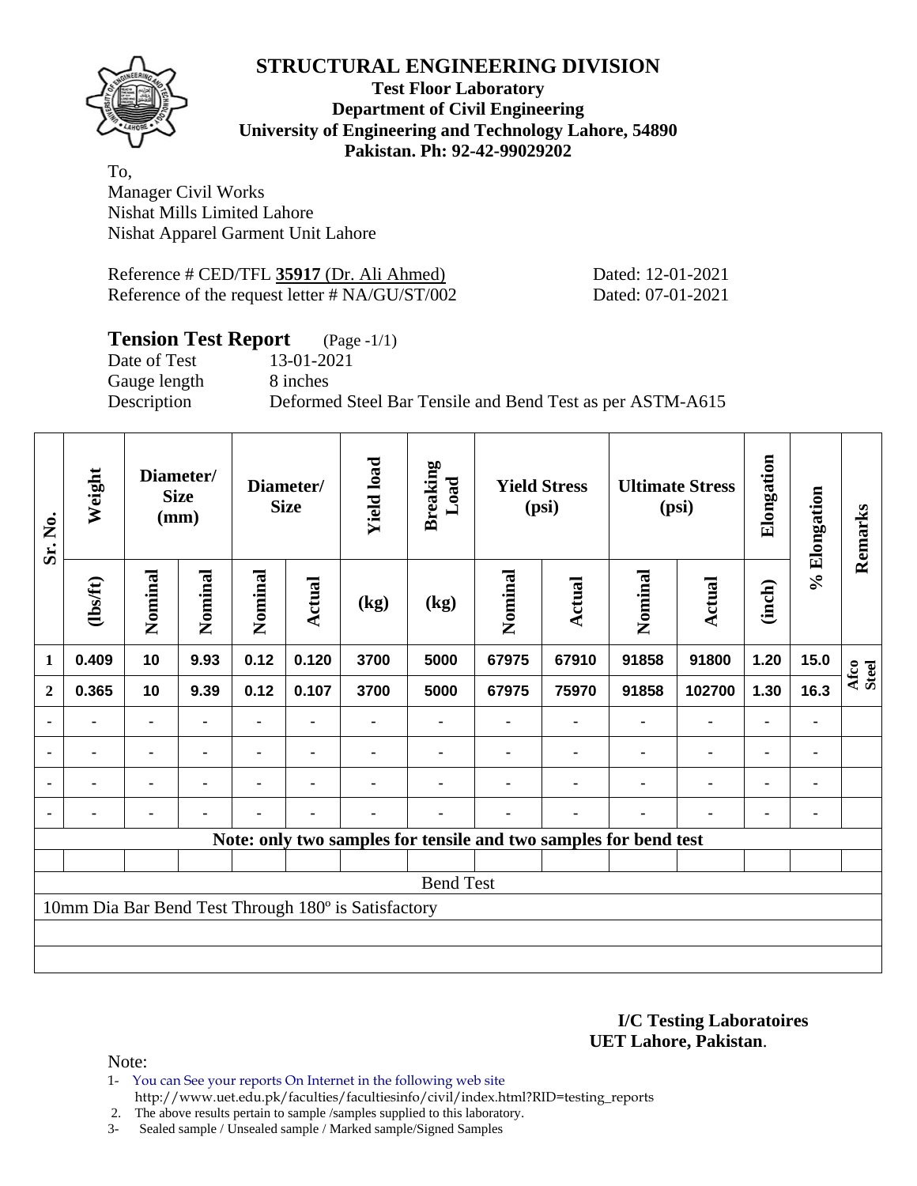# STRUCTURAL ENGINEERING DIVISION

**Test Floor Laboratory**
**Department of Civil Engineering**
**University of Engineering and Technology Lahore, 54890**
**Pakistan. Ph: 92-42-99029202**

To,
Manager Civil Works
Nishat Mills Limited Lahore
Nishat Apparel Garment Unit Lahore

Reference # CED/TFL **35917** (Dr. Ali Ahmed) Dated: 12-01-2021
Reference of the request letter # NA/GU/ST/002 Dated: 07-01-2021

## Tension Test Report (Page -1/1)

Date of Test 13-01-2021
Gauge length 8 inches
Description Deformed Steel Bar Tensile and Bend Test as per ASTM-A615

| Sr. No. | Weight | Diameter/ Size (mm) | | Diameter/ Size | | Yield load | Breaking Load | Yield Stress (psi) | | Ultimate Stress (psi) | | Elongation | % Elongation | Remarks |
|---|---|---|---|---|---|---|---|---|---|---|---|---|---|---|
| | (lbs/ft) | Nominal | Nominal | Nominal | Actual | (kg) | (kg) | Nominal | Actual | Nominal | Actual | (inch) | | |
| 1 | 0.409 | 10 | 9.93 | 0.12 | 0.120 | 3700 | 5000 | 67975 | 67910 | 91858 | 91800 | 1.20 | 15.0 | Afco Steel |
| 2 | 0.365 | 10 | 9.39 | 0.12 | 0.107 | 3700 | 5000 | 67975 | 75970 | 91858 | 102700 | 1.30 | 16.3 | |
| - | - | - | - | - | - | - | - | - | - | - | - | - | - | |
| - | - | - | - | - | - | - | - | - | - | - | - | - | - | |
| - | - | - | - | - | - | - | - | - | - | - | - | - | - | |
| - | - | - | - | - | - | - | - | - | - | - | - | - | - | |
| **Note: only two samples for tensile and two samples for bend test** | | | | | | | | | | | | | | |
| Bend Test | | | | | | | | | | | | | | |
| 10mm Dia Bar Bend Test Through 180º is Satisfactory | | | | | | | | | | | | | | |

**I/C Testing Laboratoires**
**UET Lahore, Pakistan.**

Note:

1- You can See your reports On Internet in the following web site
http://www.uet.edu.pk/faculties/facultiesinfo/civil/index.html?RID=testing_reports
2. The above results pertain to sample /samples supplied to this laboratory.
3- Sealed sample / Unsealed sample / Marked sample/Signed Samples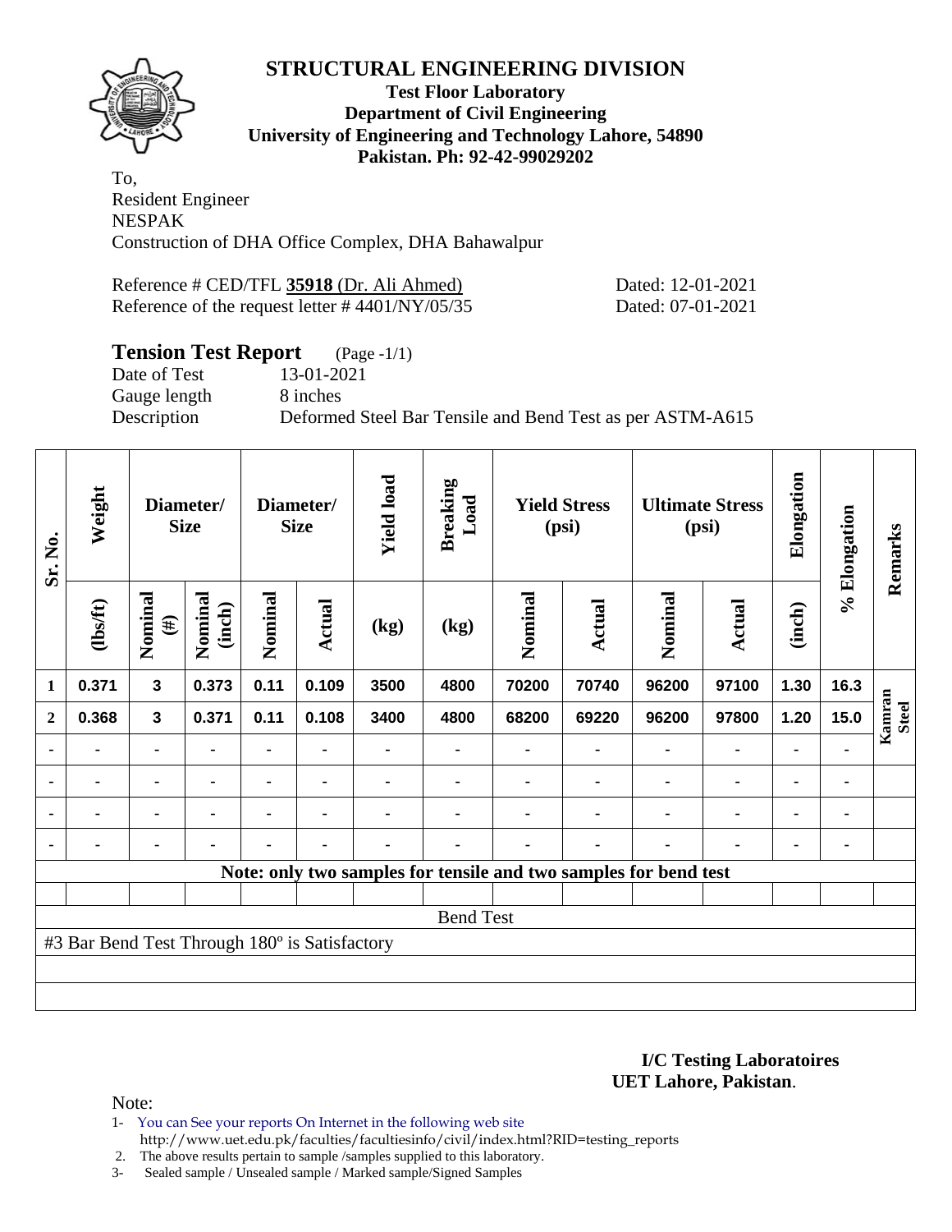# STRUCTURAL ENGINEERING DIVISION

**Test Floor Laboratory**
**Department of Civil Engineering**
**University of Engineering and Technology Lahore, 54890**
**Pakistan. Ph: 92-42-99029202**

To,
Resident Engineer
NESPAK
Construction of DHA Office Complex, DHA Bahawalpur

Reference # CED/TFL **35918** (Dr. Ali Ahmed) Dated: 12-01-2021
Reference of the request letter # 4401/NY/05/35 Dated: 07-01-2021

## Tension Test Report (Page -1/1)

Date of Test 13-01-2021
Gauge length 8 inches
Description Deformed Steel Bar Tensile and Bend Test as per ASTM-A615

| Sr. No. | Weight | Diameter/ Size | | Diameter/ Size | | Yield load | Breaking Load | Yield Stress (psi) | | Ultimate Stress (psi) | | Elongation | % Elongation | Remarks |
|---|---|---|---|---|---|---|---|---|---|---|---|---|---|---|
| | (lbs/ft) | Nominal (#) | Nominal (inch) | Nominal | Actual | (kg) | (kg) | Nominal | Actual | Nominal | Actual | (inch) | | |
| 1 | 0.371 | 3 | 0.373 | 0.11 | 0.109 | 3500 | 4800 | 70200 | 70740 | 96200 | 97100 | 1.30 | 16.3 | Kamran Steel |
| 2 | 0.368 | 3 | 0.371 | 0.11 | 0.108 | 3400 | 4800 | 68200 | 69220 | 96200 | 97800 | 1.20 | 15.0 | |
| - | - | - | - | - | - | - | - | - | - | - | - | - | - | |
| - | - | - | - | - | - | - | - | - | - | - | - | - | - | |
| - | - | - | - | - | - | - | - | - | - | - | - | - | - | |
| - | - | - | - | - | - | - | - | - | - | - | - | - | - | |

**Note: only two samples for tensile and two samples for bend test**

Bend Test

#3 Bar Bend Test Through 180º is Satisfactory

**I/C Testing Laboratoires**
**UET Lahore, Pakistan**.

Note:

1- You can See your reports On Internet in the following web site
http://www.uet.edu.pk/faculties/facultiesinfo/civil/index.html?RID=testing_reports
2. The above results pertain to sample /samples supplied to this laboratory.
3- Sealed sample / Unsealed sample / Marked sample/Signed Samples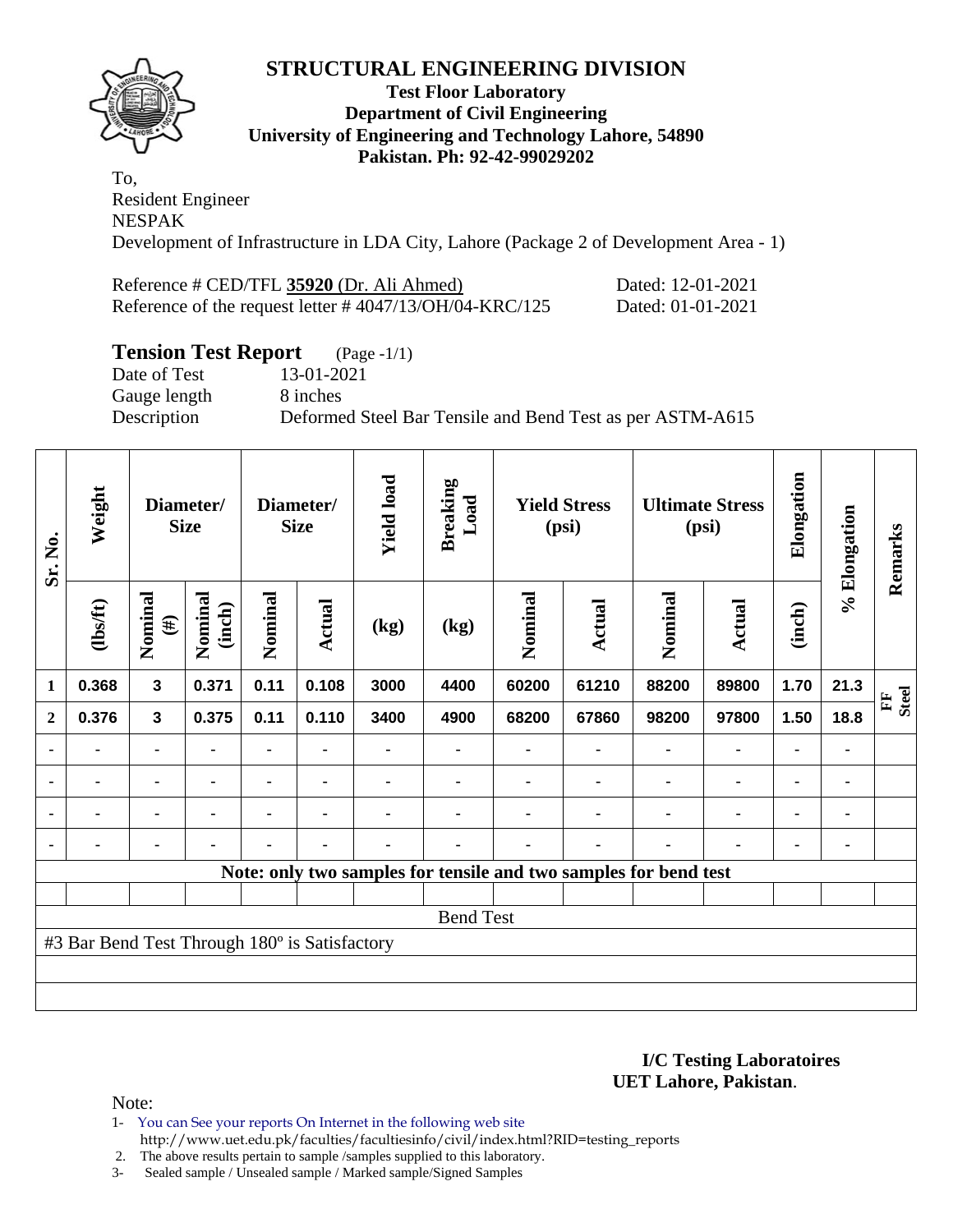# STRUCTURAL ENGINEERING DIVISION

**Test Floor Laboratory**
**Department of Civil Engineering**
**University of Engineering and Technology Lahore, 54890**
**Pakistan. Ph: 92-42-99029202**

To,
Resident Engineer
NESPAK
Development of Infrastructure in LDA City, Lahore (Package 2 of Development Area - 1)

Reference # CED/TFL **35920** (Dr. Ali Ahmed) Dated: 12-01-2021
Reference of the request letter # 4047/13/OH/04-KRC/125 Dated: 01-01-2021

## Tension Test Report (Page -1/1)

Date of Test 13-01-2021
Gauge length 8 inches
Description Deformed Steel Bar Tensile and Bend Test as per ASTM-A615

| Sr. No. | Weight | Diameter/ Size | | Diameter/ Size | | Yield load | Breaking Load | Yield Stress (psi) | | Ultimate Stress (psi) | | Elongation | % Elongation | Remarks |
|---|---|---|---|---|---|---|---|---|---|---|---|---|---|---|
| | (lbs/ft) | Nominal (#) | Nominal (inch) | Nominal | Actual | (kg) | (kg) | Nominal | Actual | Nominal | Actual | (inch) | | |
| 1 | 0.368 | 3 | 0.371 | 0.11 | 0.108 | 3000 | 4400 | 60200 | 61210 | 88200 | 89800 | 1.70 | 21.3 | FF Steel |
| 2 | 0.376 | 3 | 0.375 | 0.11 | 0.110 | 3400 | 4900 | 68200 | 67860 | 98200 | 97800 | 1.50 | 18.8 | |
| - | - | - | - | - | - | - | - | - | - | - | - | - | - | |
| - | - | - | - | - | - | - | - | - | - | - | - | - | - | |
| - | - | - | - | - | - | - | - | - | - | - | - | - | - | |
| - | - | - | - | - | - | - | - | - | - | - | - | - | - | |

**Note: only two samples for tensile and two samples for bend test**

Bend Test

#3 Bar Bend Test Through 180º is Satisfactory

**I/C Testing Laboratoires**
**UET Lahore, Pakistan**.

Note:

1- You can See your reports On Internet in the following web site
http://www.uet.edu.pk/faculties/facultiesinfo/civil/index.html?RID=testing_reports
2. The above results pertain to sample /samples supplied to this laboratory.
3- Sealed sample / Unsealed sample / Marked sample/Signed Samples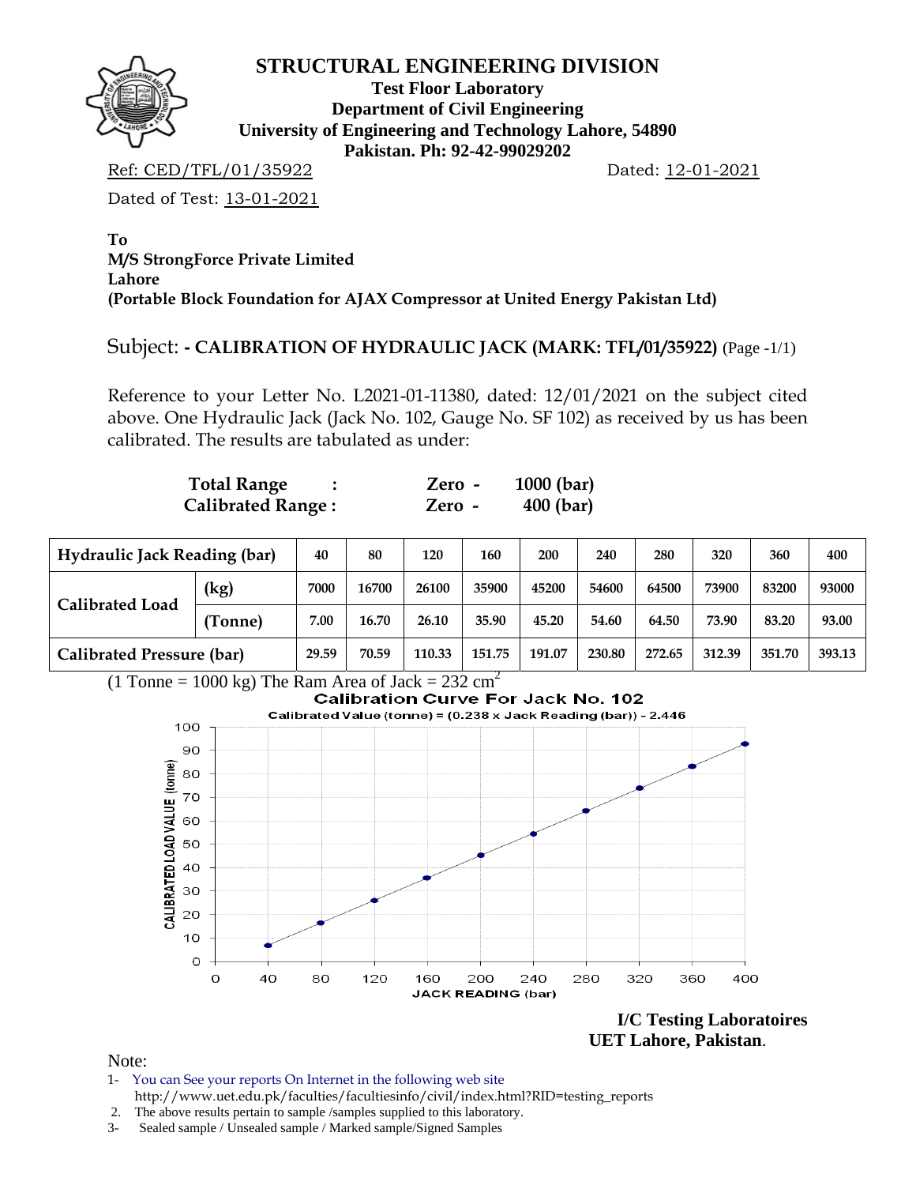# STRUCTURAL ENGINEERING DIVISION

**Test Floor Laboratory**
**Department of Civil Engineering**
**University of Engineering and Technology Lahore, 54890**
**Pakistan. Ph: 92-42-99029202**

Ref: CED/TFL/01/35922 Dated: 12-01-2021

Dated of Test: 13-01-2021

**To**
**M/S StrongForce Private Limited**
**Lahore**
**(Portable Block Foundation for AJAX Compressor at United Energy Pakistan Ltd)**

Subject: **- CALIBRATION OF HYDRAULIC JACK (MARK: TFL/01/35922)** (Page -1/1)

Reference to your Letter No. L2021-01-11380, dated: 12/01/2021 on the subject cited above. One Hydraulic Jack (Jack No. 102, Gauge No. SF 102) as received by us has been calibrated. The results are tabulated as under:

**Total Range :** **Zero - 1000 (bar)**
**Calibrated Range :** **Zero - 400 (bar)**

| Hydraulic Jack Reading (bar) | | 40 | 80 | 120 | 160 | 200 | 240 | 280 | 320 | 360 | 400 |
|---|---|---|---|---|---|---|---|---|---|---|---|
| Calibrated Load | (kg) | 7000 | 16700 | 26100 | 35900 | 45200 | 54600 | 64500 | 73900 | 83200 | 93000 |
| | (Tonne) | 7.00 | 16.70 | 26.10 | 35.90 | 45.20 | 54.60 | 64.50 | 73.90 | 83.20 | 93.00 |
| Calibrated Pressure (bar) | | 29.59 | 70.59 | 110.33 | 151.75 | 191.07 | 230.80 | 272.65 | 312.39 | 351.70 | 393.13 |

(1 Tonne = 1000 kg) The Ram Area of Jack = 232 $cm^2$

**Calibration Curve For Jack No. 102**

Calibrated Value (tonne) = (0.238 x Jack Reading (bar)) - 2.446

**I/C Testing Laboratoires**
**UET Lahore, Pakistan**.

Note:

1- You can See your reports On Internet in the following web site
http://www.uet.edu.pk/faculties/facultiesinfo/civil/index.html?RID=testing_reports
2. The above results pertain to sample /samples supplied to this laboratory.
3- Sealed sample / Unsealed sample / Marked sample/Signed Samples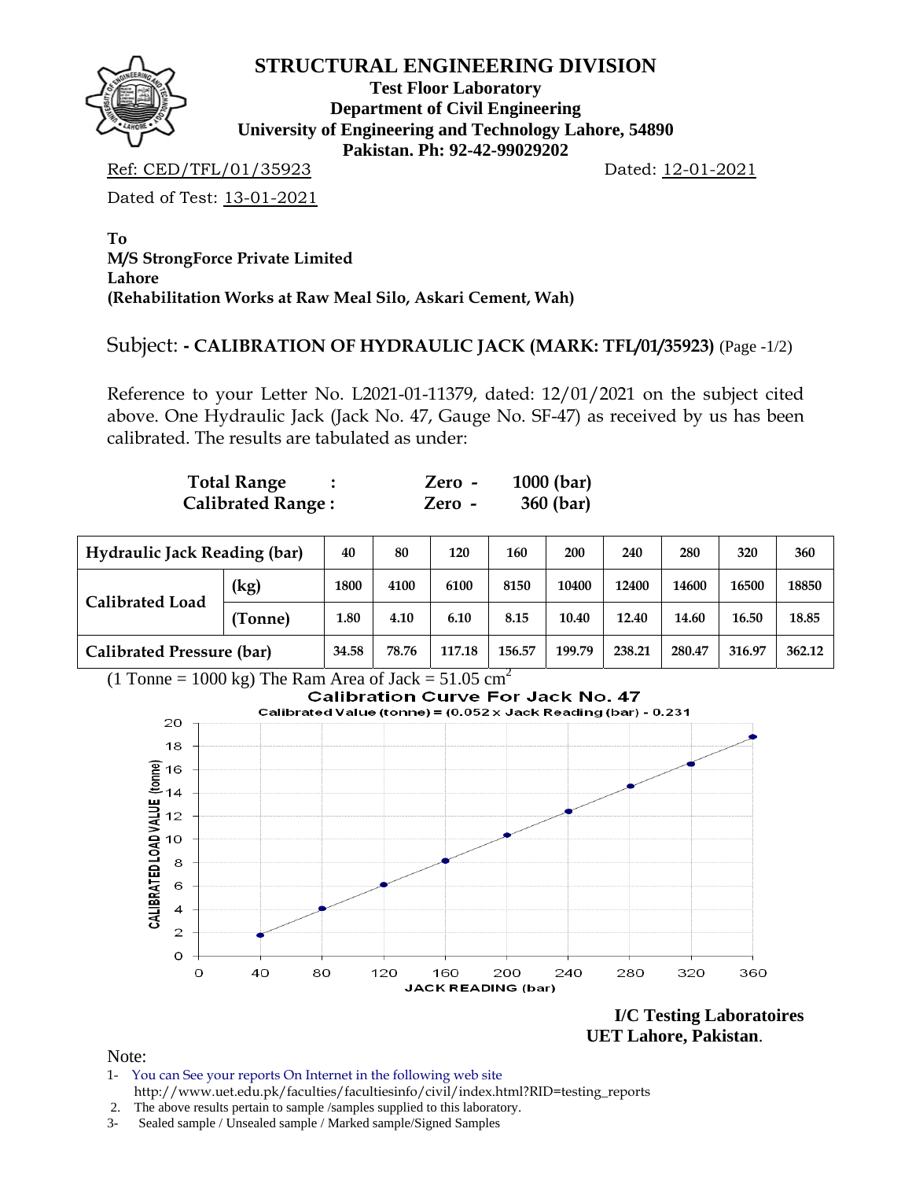# STRUCTURAL ENGINEERING DIVISION

**Test Floor Laboratory**
**Department of Civil Engineering**
**University of Engineering and Technology Lahore, 54890**
**Pakistan. Ph: 92-42-99029202**

Ref: CED/TFL/01/35923 Dated: 12-01-2021

Dated of Test: 13-01-2021

**To**
**M/S StrongForce Private Limited**
**Lahore**
**(Rehabilitation Works at Raw Meal Silo, Askari Cement, Wah)**

Subject: **- CALIBRATION OF HYDRAULIC JACK (MARK: TFL/01/35923)** (Page -1/2)

Reference to your Letter No. L2021-01-11379, dated: 12/01/2021 on the subject cited above. One Hydraulic Jack (Jack No. 47, Gauge No. SF-47) as received by us has been calibrated. The results are tabulated as under:

**Total Range : Zero - 1000 (bar)**
**Calibrated Range : Zero - 360 (bar)**

| Hydraulic Jack Reading (bar) | | 40 | 80 | 120 | 160 | 200 | 240 | 280 | 320 | 360 |
|---|---|---|---|---|---|---|---|---|---|---|
| Calibrated Load | (kg) | 1800 | 4100 | 6100 | 8150 | 10400 | 12400 | 14600 | 16500 | 18850 |
| | (Tonne) | 1.80 | 4.10 | 6.10 | 8.15 | 10.40 | 12.40 | 14.60 | 16.50 | 18.85 |
| Calibrated Pressure (bar) | | 34.58 | 78.76 | 117.18 | 156.57 | 199.79 | 238.21 | 280.47 | 316.97 | 362.12 |

(1 Tonne = 1000 kg) The Ram Area of Jack = 51.05 $cm^2$

**Calibration Curve For Jack No. 47**

Calibrated Value (tonne) = (0.052 x Jack Reading (bar) - 0.231

**I/C Testing Laboratoires**
**UET Lahore, Pakistan.**

Note:

1- You can See your reports On Internet in the following web site
http://www.uet.edu.pk/faculties/facultiesinfo/civil/index.html?RID=testing_reports
2. The above results pertain to sample /samples supplied to this laboratory.
3- Sealed sample / Unsealed sample / Marked sample/Signed Samples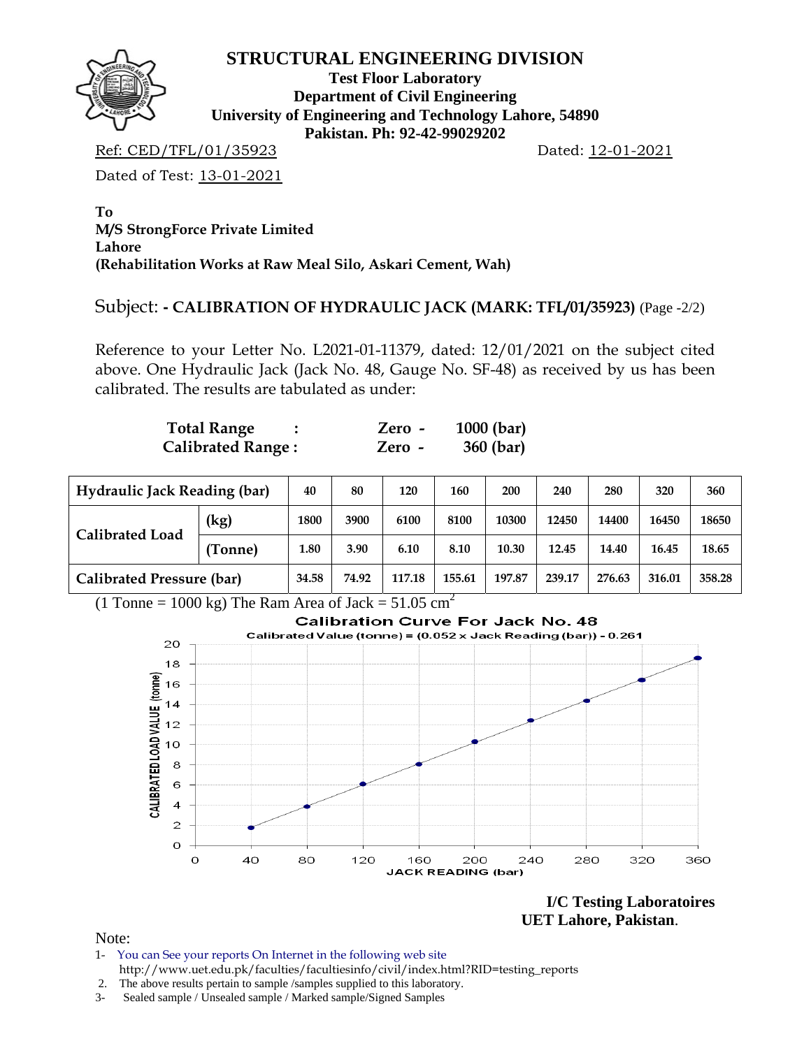# STRUCTURAL ENGINEERING DIVISION

**Test Floor Laboratory**
**Department of Civil Engineering**
**University of Engineering and Technology Lahore, 54890**
**Pakistan. Ph: 92-42-99029202**

Ref: CED/TFL/01/35923 Dated: 12-01-2021

Dated of Test: 13-01-2021

**To**
**M/S StrongForce Private Limited**
**Lahore**
**(Rehabilitation Works at Raw Meal Silo, Askari Cement, Wah)**

Subject: **- CALIBRATION OF HYDRAULIC JACK (MARK: TFL/01/35923)** (Page -2/2)

Reference to your Letter No. L2021-01-11379, dated: 12/01/2021 on the subject cited above. One Hydraulic Jack (Jack No. 48, Gauge No. SF-48) as received by us has been calibrated. The results are tabulated as under:

**Total Range :** **Zero - 1000 (bar)**
**Calibrated Range :** **Zero - 360 (bar)**

| Hydraulic Jack Reading (bar) | | 40 | 80 | 120 | 160 | 200 | 240 | 280 | 320 | 360 |
|---|---|---|---|---|---|---|---|---|---|---|
| Calibrated Load | (kg) | 1800 | 3900 | 6100 | 8100 | 10300 | 12450 | 14400 | 16450 | 18650 |
| | (Tonne) | 1.80 | 3.90 | 6.10 | 8.10 | 10.30 | 12.45 | 14.40 | 16.45 | 18.65 |
| Calibrated Pressure (bar) | | 34.58 | 74.92 | 117.18 | 155.61 | 197.87 | 239.17 | 276.63 | 316.01 | 358.28 |

(1 Tonne = 1000 kg) The Ram Area of Jack = 51.05 $cm^2$

Calibration Curve For Jack No. 48

Calibrated Value (tonne) = (0.052 x Jack Reading (bar)) - 0.261

CALIBRATED LOAD VALUE (tonne)

0 2 4 6 8 10 12 14 16 18 20

JACK READING (bar)

0 40 80 120 160 200 240 280 320 360

**I/C Testing Laboratoires**
**UET Lahore, Pakistan.**

Note:

1- You can See your reports On Internet in the following web site
http://www.uet.edu.pk/faculties/facultiesinfo/civil/index.html?RID=testing_reports
2. The above results pertain to sample /samples supplied to this laboratory.
3- Sealed sample / Unsealed sample / Marked sample/Signed Samples